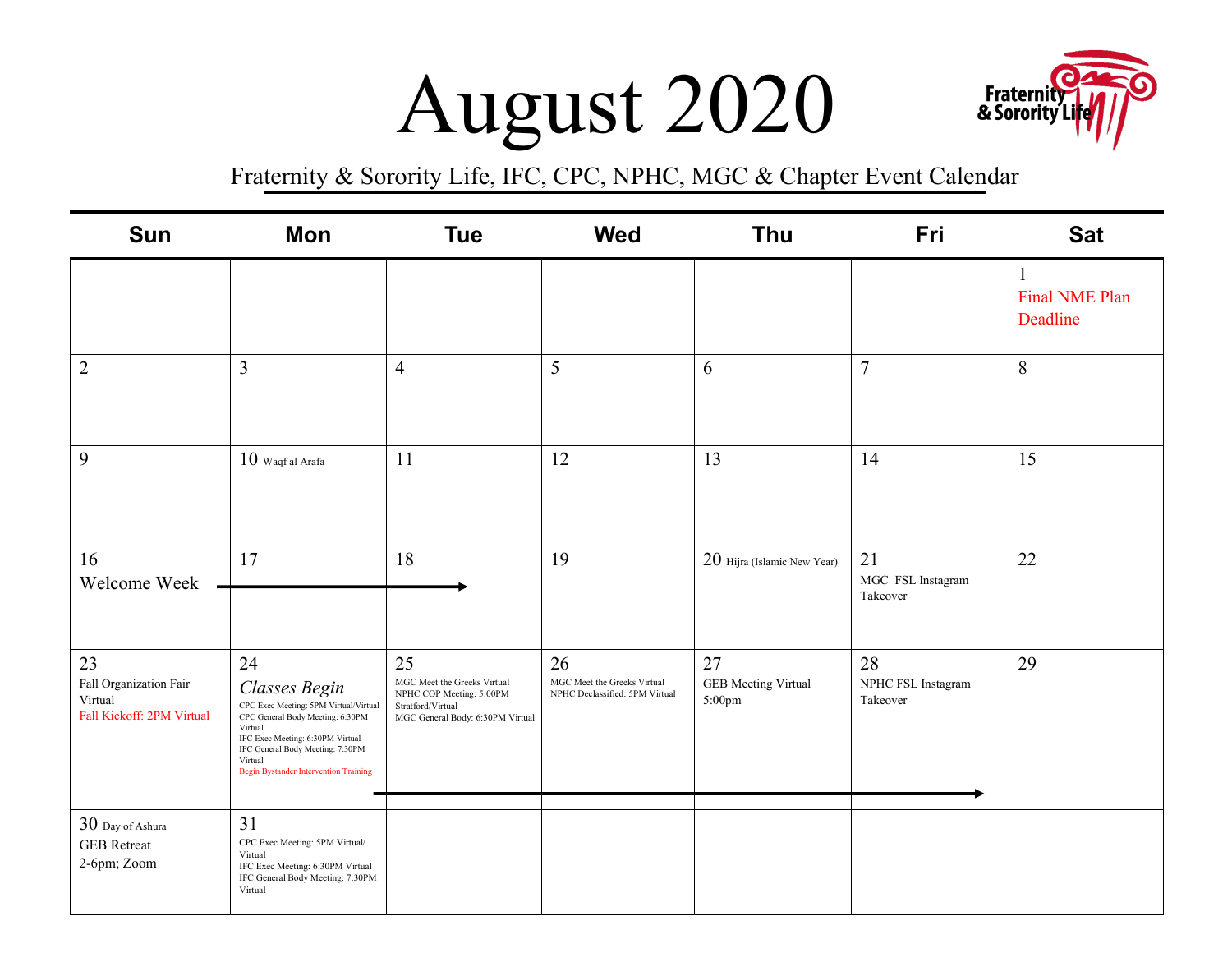# August 2020

Fraternity & Sorority Life

Fraternity & Sorority Life, IFC, CPC, NPHC, MGC & Chapter Event Calendar

| Sun | Mon | Tue | Wed | Thu | Fri | Sat |
|---|---|---|---|---|---|---|
| | | | | | | 1 Final NME Plan Deadline |
| 2 | 3 | 4 | 5 | 6 | 7 | 8 |
| 9 | 10 Waqf al Arafa | 11 | 12 | 13 | 14 | 15 |
| 16 Welcome Week → | 17 → | 18 → | 19 | 20 Hijra (Islamic New Year) | 21 MGC FSL Instagram Takeover | 22 |
| 23 Fall Organization Fair Virtual; Fall Kickoff: 2PM Virtual | 24 *Classes Begin*; CPC Exec Meeting: 5PM Virtual/Virtual; CPC General Body Meeting: 6:30PM Virtual; IFC Exec Meeting: 6:30PM Virtual; IFC General Body Meeting: 7:30PM Virtual; Begin Bystander Intervention Training → | 25 MGC Meet the Greeks Virtual; NPHC COP Meeting: 5:00PM Stratford/Virtual; MGC General Body: 6:30PM Virtual → | 26 MGC Meet the Greeks Virtual; NPHC Declassified: 5PM Virtual → | 27 GEB Meeting Virtual 5:00pm → | 28 NPHC FSL Instagram Takeover → | 29 |
| 30 Day of Ashura; GEB Retreat 2-6pm; Zoom | 31 CPC Exec Meeting: 5PM Virtual/ Virtual; IFC Exec Meeting: 6:30PM Virtual; IFC General Body Meeting: 7:30PM Virtual | | | | | |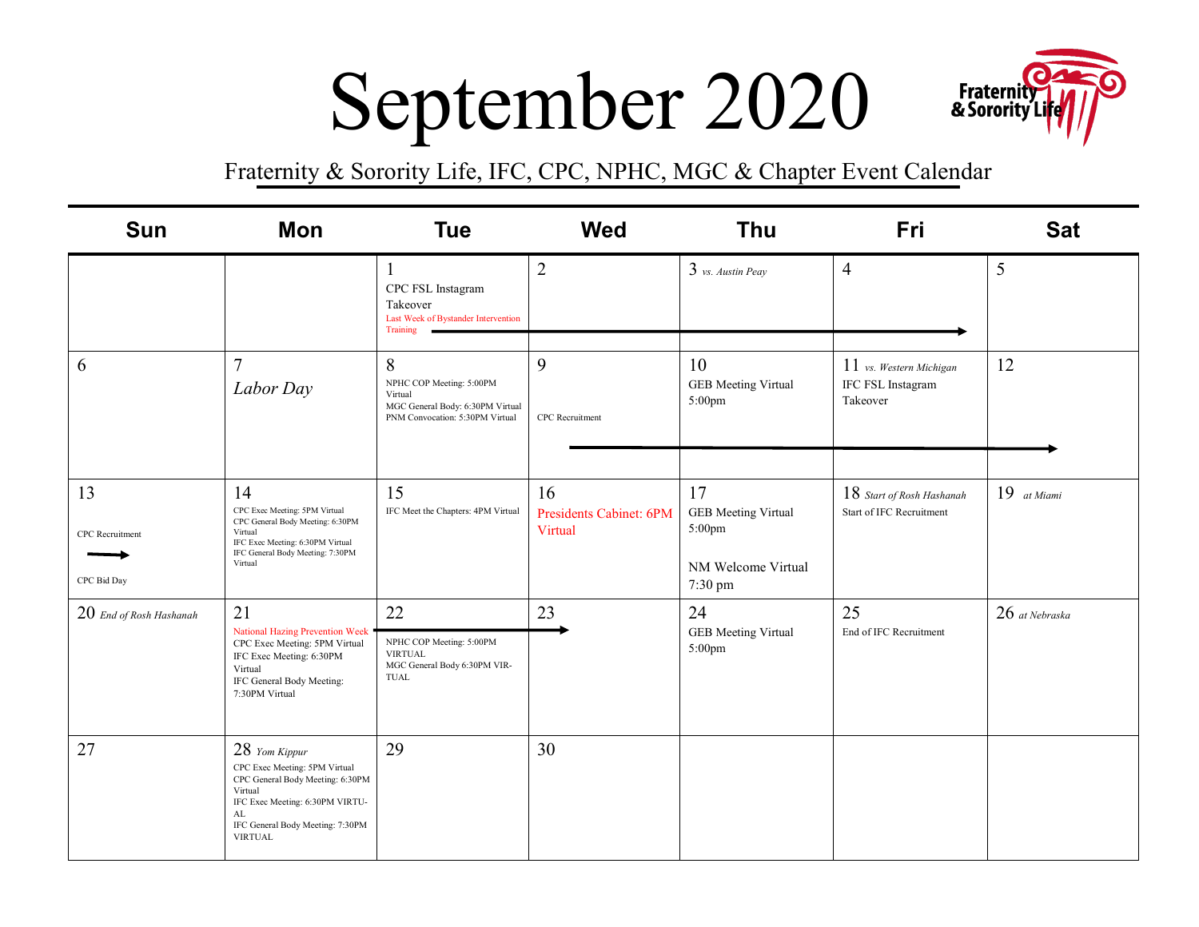# September 2020

Fraternity & Sorority Life, IFC, CPC, NPHC, MGC & Chapter Event Calendar

| Sun | Mon | Tue | Wed | Thu | Fri | Sat |
|---|---|---|---|---|---|---|
| | | 1<br>CPC FSL Instagram Takeover<br>Last Week of Bystander Intervention Training → | 2 | 3 *vs. Austin Peay* | 4 | 5 |
| 6 | 7<br>*Labor Day* | 8<br>NPHC COP Meeting: 5:00PM Virtual<br>MGC General Body: 6:30PM Virtual<br>PNM Convocation: 5:30PM Virtual | 9<br>CPC Recruitment → | 10<br>GEB Meeting Virtual 5:00pm | 11 *vs. Western Michigan*<br>IFC FSL Instagram Takeover | 12 |
| 13<br>CPC Recruitment →<br>CPC Bid Day | 14<br>CPC Exec Meeting: 5PM Virtual<br>CPC General Body Meeting: 6:30PM Virtual<br>IFC Exec Meeting: 6:30PM Virtual<br>IFC General Body Meeting: 7:30PM Virtual | 15<br>IFC Meet the Chapters: 4PM Virtual | 16<br>Presidents Cabinet: 6PM Virtual | 17<br>GEB Meeting Virtual 5:00pm<br>NM Welcome Virtual 7:30 pm | 18 *Start of Rosh Hashanah*<br>Start of IFC Recruitment | 19 *at Miami* |
| 20 *End of Rosh Hashanah* | 21<br>National Hazing Prevention Week →<br>CPC Exec Meeting: 5PM Virtual<br>IFC Exec Meeting: 6:30PM Virtual<br>IFC General Body Meeting: 7:30PM Virtual | 22<br>NPHC COP Meeting: 5:00PM VIRTUAL<br>MGC General Body 6:30PM VIRTUAL | 23 | 24<br>GEB Meeting Virtual 5:00pm | 25<br>End of IFC Recruitment | 26 *at Nebraska* |
| 27 | 28 *Yom Kippur*<br>CPC Exec Meeting: 5PM Virtual<br>CPC General Body Meeting: 6:30PM Virtual<br>IFC Exec Meeting: 6:30PM VIRTUAL<br>IFC General Body Meeting: 7:30PM VIRTUAL | 29 | 30 | | | |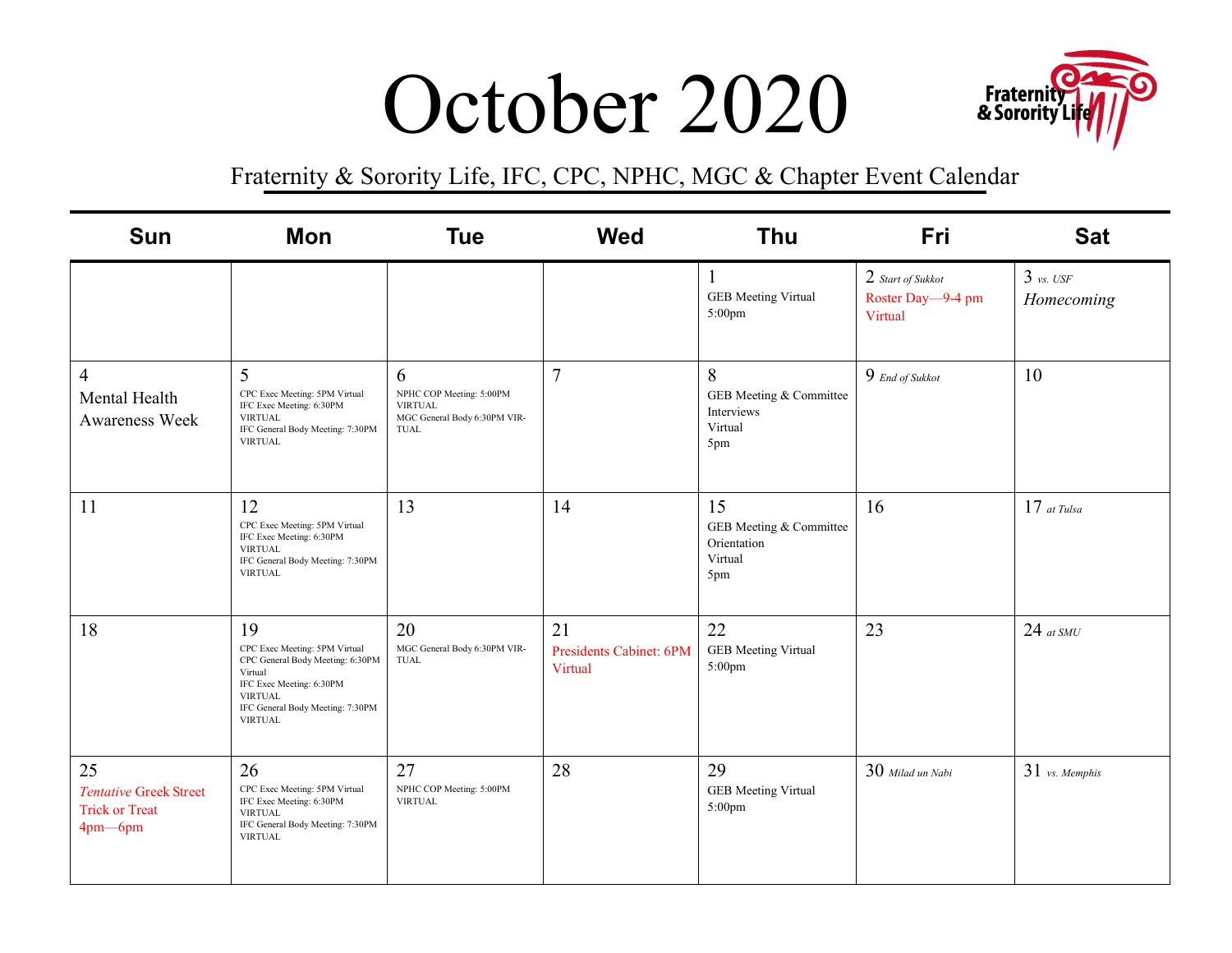# October 2020

Fraternity & Sorority Life, IFC, CPC, NPHC, MGC & Chapter Event Calendar

| Sun | Mon | Tue | Wed | Thu | Fri | Sat |
|---|---|---|---|---|---|---|
| | | | | 1<br>GEB Meeting Virtual 5:00pm | 2 *Start of Sukkot*<br>Roster Day—9-4 pm Virtual | 3 *vs. USF*<br>*Homecoming* |
| 4<br>Mental Health Awareness Week | 5<br>CPC Exec Meeting: 5PM Virtual<br>IFC Exec Meeting: 6:30PM VIRTUAL<br>IFC General Body Meeting: 7:30PM VIRTUAL | 6<br>NPHC COP Meeting: 5:00PM VIRTUAL<br>MGC General Body 6:30PM VIRTUAL | 7 | 8<br>GEB Meeting & Committee Interviews<br>Virtual<br>5pm | 9 *End of Sukkot* | 10 |
| 11 | 12<br>CPC Exec Meeting: 5PM Virtual<br>IFC Exec Meeting: 6:30PM VIRTUAL<br>IFC General Body Meeting: 7:30PM VIRTUAL | 13 | 14 | 15<br>GEB Meeting & Committee Orientation<br>Virtual<br>5pm | 16 | 17 *at Tulsa* |
| 18 | 19<br>CPC Exec Meeting: 5PM Virtual<br>CPC General Body Meeting: 6:30PM Virtual<br>IFC Exec Meeting: 6:30PM VIRTUAL<br>IFC General Body Meeting: 7:30PM VIRTUAL | 20<br>MGC General Body 6:30PM VIRTUAL | 21<br>Presidents Cabinet: 6PM Virtual | 22<br>GEB Meeting Virtual 5:00pm | 23 | 24 *at SMU* |
| 25<br>*Tentative* Greek Street Trick or Treat 4pm—6pm | 26<br>CPC Exec Meeting: 5PM Virtual<br>IFC Exec Meeting: 6:30PM VIRTUAL<br>IFC General Body Meeting: 7:30PM VIRTUAL | 27<br>NPHC COP Meeting: 5:00PM VIRTUAL | 28 | 29<br>GEB Meeting Virtual 5:00pm | 30 *Milad un Nabi* | 31 *vs. Memphis* |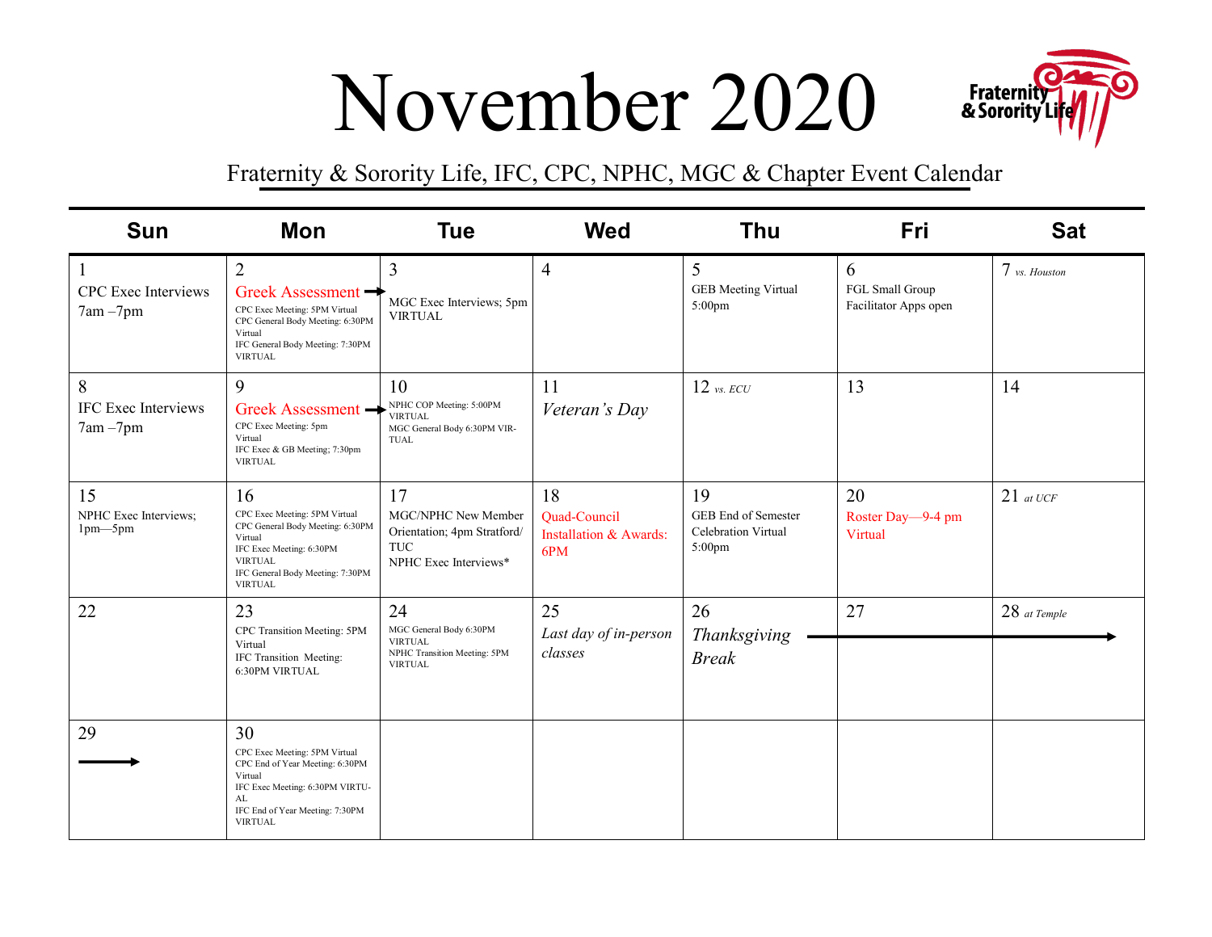# November 2020

Fraternity & Sorority Life, IFC, CPC, NPHC, MGC & Chapter Event Calendar

| Sun | Mon | Tue | Wed | Thu | Fri | Sat |
|---|---|---|---|---|---|---|
| 1<br>CPC Exec Interviews 7am –7pm | 2<br>Greek Assessment →<br>CPC Exec Meeting: 5PM Virtual<br>CPC General Body Meeting: 6:30PM Virtual<br>IFC General Body Meeting: 7:30PM VIRTUAL | 3<br>MGC Exec Interviews; 5pm VIRTUAL | 4 | 5<br>GEB Meeting Virtual 5:00pm | 6<br>FGL Small Group Facilitator Apps open | 7 *vs. Houston* |
| 8<br>IFC Exec Interviews 7am –7pm | 9<br>Greek Assessment →<br>CPC Exec Meeting: 5pm Virtual<br>IFC Exec & GB Meeting; 7:30pm VIRTUAL | 10<br>NPHC COP Meeting: 5:00PM VIRTUAL<br>MGC General Body 6:30PM VIRTUAL | 11<br>*Veteran's Day* | 12 *vs. ECU* | 13 | 14 |
| 15<br>NPHC Exec Interviews; 1pm—5pm | 16<br>CPC Exec Meeting: 5PM Virtual<br>CPC General Body Meeting: 6:30PM Virtual<br>IFC Exec Meeting: 6:30PM VIRTUAL<br>IFC General Body Meeting: 7:30PM VIRTUAL | 17<br>MGC/NPHC New Member Orientation; 4pm Stratford/TUC<br>NPHC Exec Interviews* | 18<br>Quad-Council Installation & Awards: 6PM | 19<br>GEB End of Semester Celebration Virtual 5:00pm | 20<br>Roster Day—9-4 pm Virtual | 21 *at UCF* |
| 22 | 23<br>CPC Transition Meeting: 5PM Virtual<br>IFC Transition Meeting: 6:30PM VIRTUAL | 24<br>MGC General Body 6:30PM VIRTUAL<br>NPHC Transition Meeting: 5PM VIRTUAL | 25<br>*Last day of in-person classes* | 26<br>*Thanksgiving Break* → | 27 | 28 *at Temple* → |
| 29<br>→ | 30<br>CPC Exec Meeting: 5PM Virtual<br>CPC End of Year Meeting: 6:30PM Virtual<br>IFC Exec Meeting: 6:30PM VIRTUAL<br>IFC End of Year Meeting: 7:30PM VIRTUAL | | | | | |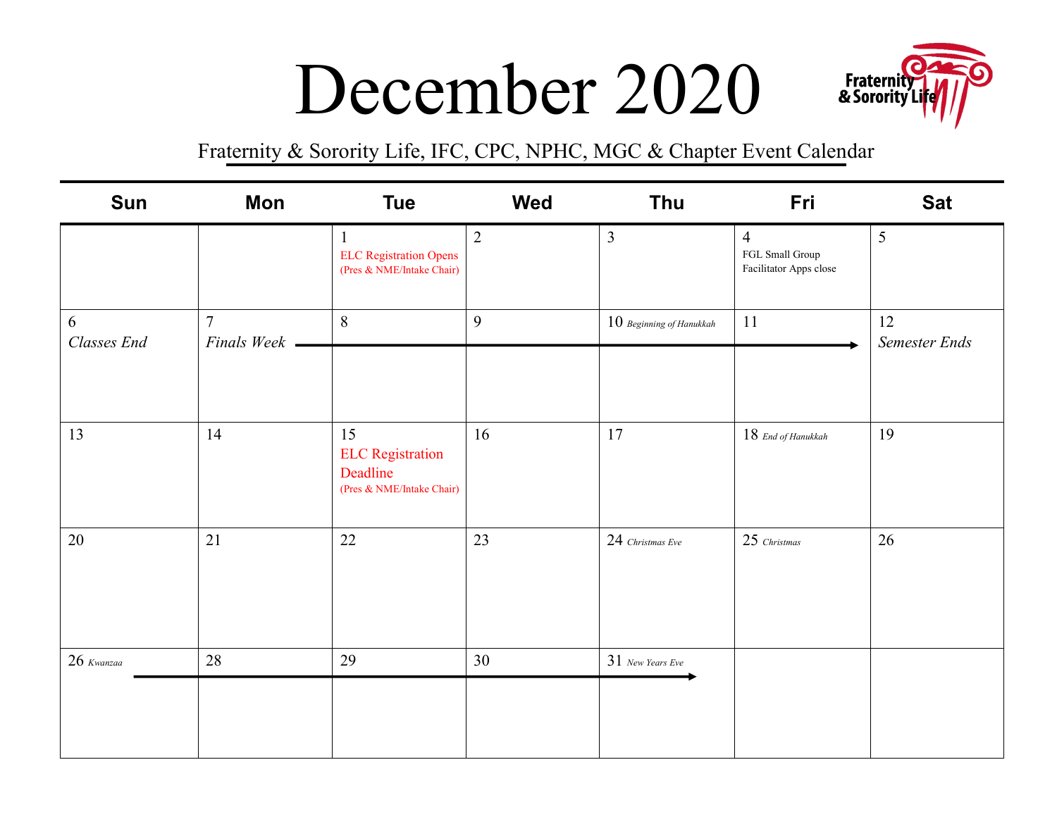# December 2020

Fraternity & Sorority Life

Fraternity & Sorority Life, IFC, CPC, NPHC, MGC & Chapter Event Calendar

| Sun | Mon | Tue | Wed | Thu | Fri | Sat |
|---|---|---|---|---|---|---|
| | | 1 ELC Registration Opens (Pres & NME/Intake Chair) | 2 | 3 | 4 FGL Small Group Facilitator Apps close | 5 |
| 6 *Classes End* | 7 *Finals Week* → | 8 | 9 | 10 *Beginning of Hanukkah* | 11 | 12 *Semester Ends* |
| 13 | 14 | 15 ELC Registration Deadline (Pres & NME/Intake Chair) | 16 | 17 | 18 *End of Hanukkah* | 19 |
| 20 | 21 | 22 | 23 | 24 *Christmas Eve* | 25 *Christmas* | 26 |
| 26 *Kwanzaa* → | 28 | 29 | 30 | 31 *New Years Eve* | | |